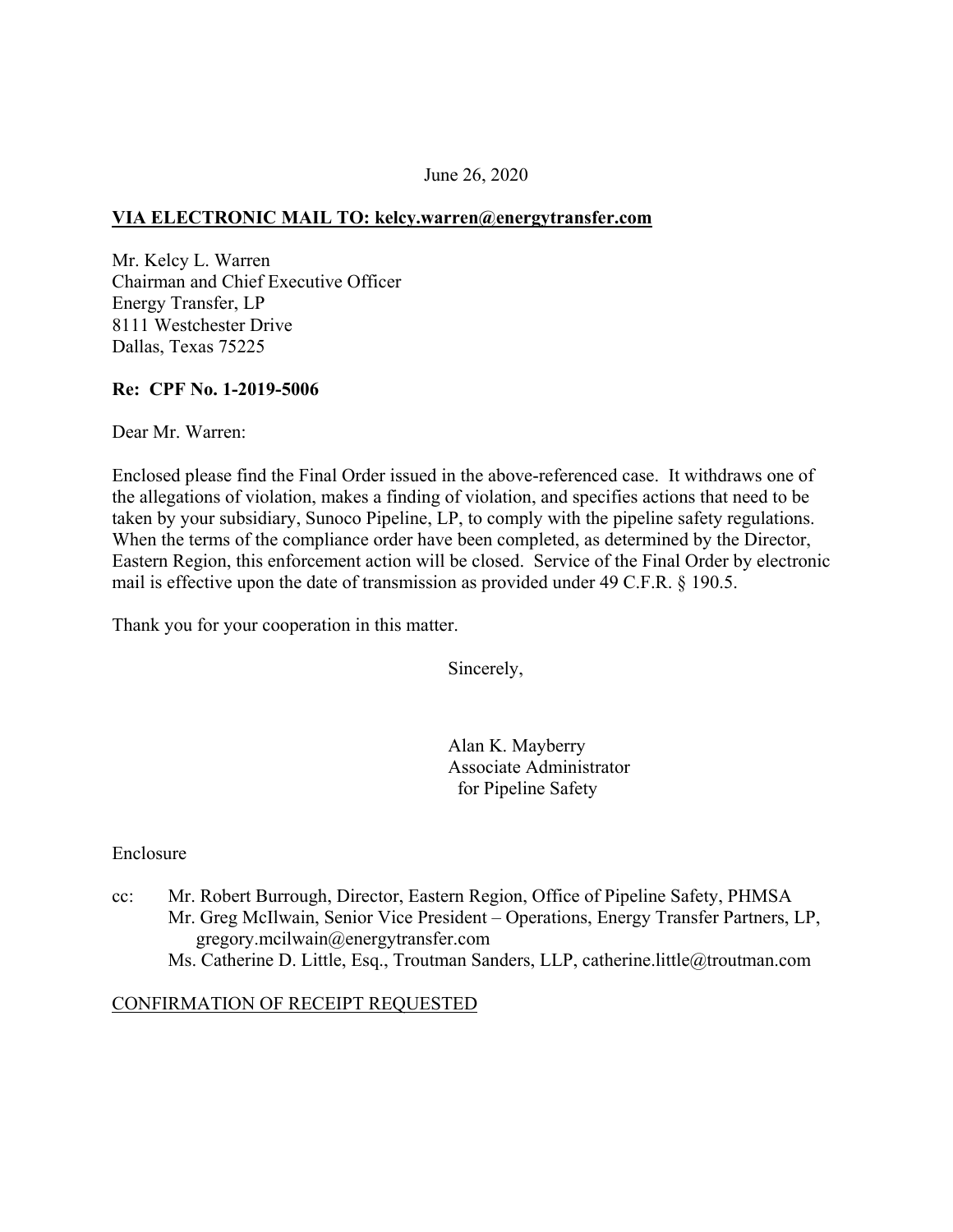June 26, 2020

**VIA ELECTRONIC MAIL TO: kelcy.warren@energytransfer.com**

Mr. Kelcy L. Warren
Chairman and Chief Executive Officer
Energy Transfer, LP
8111 Westchester Drive
Dallas, Texas 75225

**Re: CPF No. 1-2019-5006**

Dear Mr. Warren:

Enclosed please find the Final Order issued in the above-referenced case. It withdraws one of the allegations of violation, makes a finding of violation, and specifies actions that need to be taken by your subsidiary, Sunoco Pipeline, LP, to comply with the pipeline safety regulations. When the terms of the compliance order have been completed, as determined by the Director, Eastern Region, this enforcement action will be closed. Service of the Final Order by electronic mail is effective upon the date of transmission as provided under 49 C.F.R. § 190.5.

Thank you for your cooperation in this matter.

Sincerely,

Alan K. Mayberry
Associate Administrator
for Pipeline Safety

Enclosure

cc: Mr. Robert Burrough, Director, Eastern Region, Office of Pipeline Safety, PHMSA
Mr. Greg McIlwain, Senior Vice President – Operations, Energy Transfer Partners, LP, gregory.mcilwain@energytransfer.com
Ms. Catherine D. Little, Esq., Troutman Sanders, LLP, catherine.little@troutman.com

CONFIRMATION OF RECEIPT REQUESTED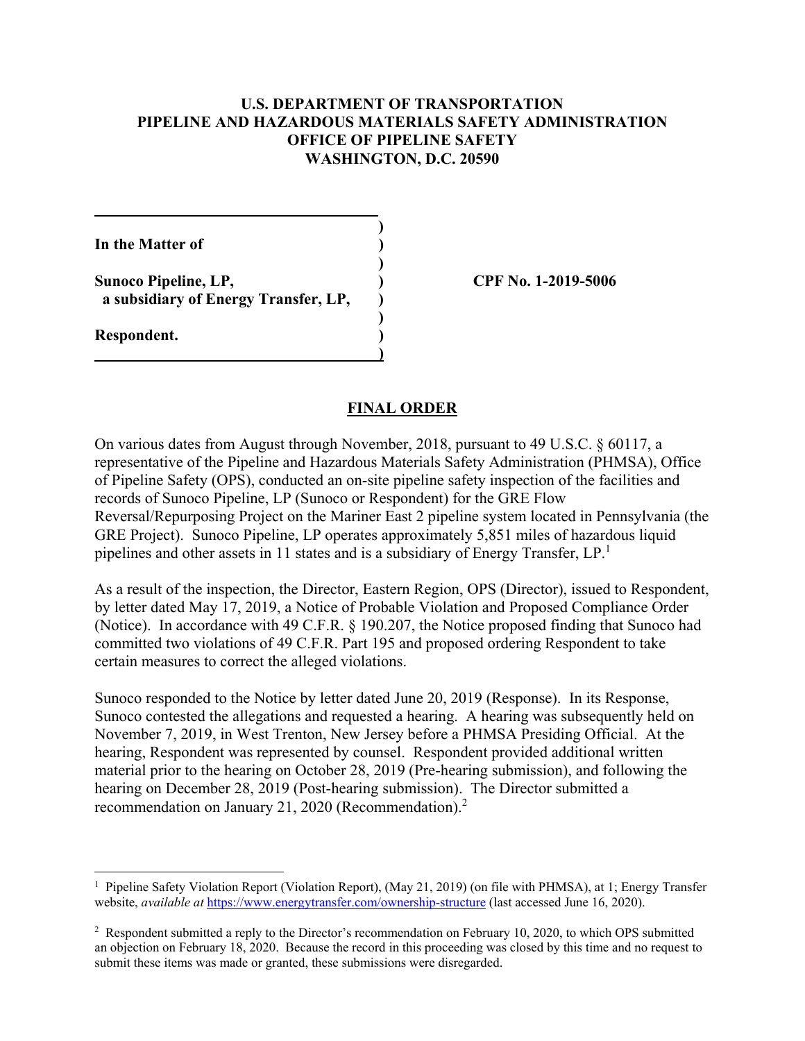**U.S. DEPARTMENT OF TRANSPORTATION**
**PIPELINE AND HAZARDOUS MATERIALS SAFETY ADMINISTRATION**
**OFFICE OF PIPELINE SAFETY**
**WASHINGTON, D.C. 20590**

| | |
|---|---|
| **In the Matter of** | |
| **Sunoco Pipeline, LP,** **a subsidiary of Energy Transfer, LP,** | **CPF No. 1-2019-5006** |
| **Respondent.** | |

## FINAL ORDER

On various dates from August through November, 2018, pursuant to 49 U.S.C. § 60117, a representative of the Pipeline and Hazardous Materials Safety Administration (PHMSA), Office of Pipeline Safety (OPS), conducted an on-site pipeline safety inspection of the facilities and records of Sunoco Pipeline, LP (Sunoco or Respondent) for the GRE Flow Reversal/Repurposing Project on the Mariner East 2 pipeline system located in Pennsylvania (the GRE Project). Sunoco Pipeline, LP operates approximately 5,851 miles of hazardous liquid pipelines and other assets in 11 states and is a subsidiary of Energy Transfer, LP.[1]

As a result of the inspection, the Director, Eastern Region, OPS (Director), issued to Respondent, by letter dated May 17, 2019, a Notice of Probable Violation and Proposed Compliance Order (Notice). In accordance with 49 C.F.R. § 190.207, the Notice proposed finding that Sunoco had committed two violations of 49 C.F.R. Part 195 and proposed ordering Respondent to take certain measures to correct the alleged violations.

Sunoco responded to the Notice by letter dated June 20, 2019 (Response). In its Response, Sunoco contested the allegations and requested a hearing. A hearing was subsequently held on November 7, 2019, in West Trenton, New Jersey before a PHMSA Presiding Official. At the hearing, Respondent was represented by counsel. Respondent provided additional written material prior to the hearing on October 28, 2019 (Pre-hearing submission), and following the hearing on December 28, 2019 (Post-hearing submission). The Director submitted a recommendation on January 21, 2020 (Recommendation).[2]

---

[1] Pipeline Safety Violation Report (Violation Report), (May 21, 2019) (on file with PHMSA), at 1; Energy Transfer website, *available at* https://www.energytransfer.com/ownership-structure (last accessed June 16, 2020).

[2] Respondent submitted a reply to the Director's recommendation on February 10, 2020, to which OPS submitted an objection on February 18, 2020. Because the record in this proceeding was closed by this time and no request to submit these items was made or granted, these submissions were disregarded.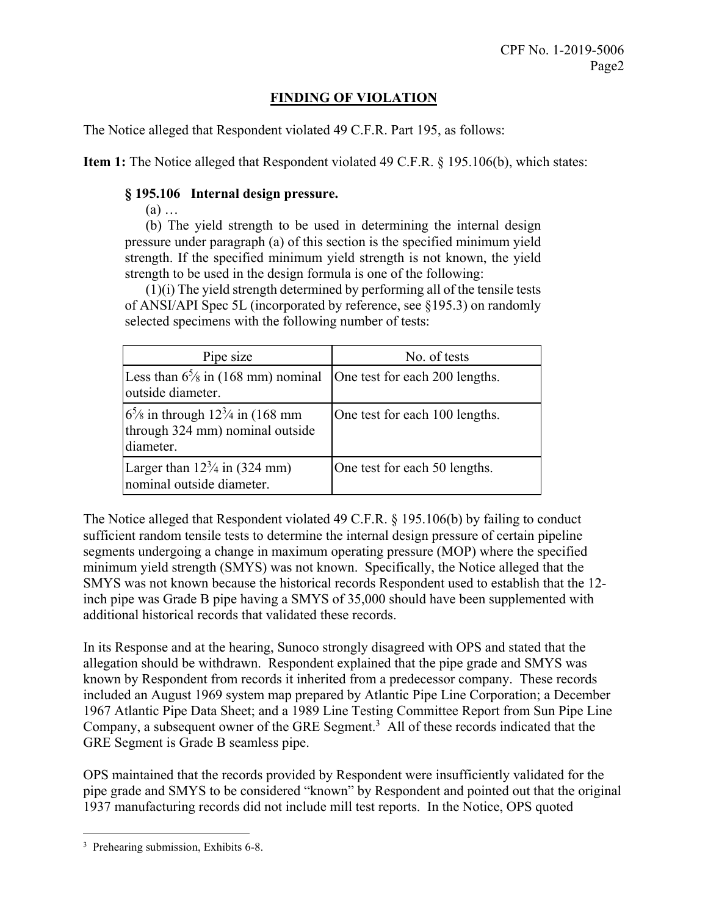## FINDING OF VIOLATION

The Notice alleged that Respondent violated 49 C.F.R. Part 195, as follows:

**Item 1:** The Notice alleged that Respondent violated 49 C.F.R. § 195.106(b), which states:

> **§ 195.106 Internal design pressure.**
>
> (a) …
>
> (b) The yield strength to be used in determining the internal design pressure under paragraph (a) of this section is the specified minimum yield strength. If the specified minimum yield strength is not known, the yield strength to be used in the design formula is one of the following:
>
> (1)(i) The yield strength determined by performing all of the tensile tests of ANSI/API Spec 5L (incorporated by reference, see §195.3) on randomly selected specimens with the following number of tests:

| Pipe size | No. of tests |
|---|---|
| Less than 6⅝ in (168 mm) nominal outside diameter. | One test for each 200 lengths. |
| 6⅝ in through 12¾ in (168 mm through 324 mm) nominal outside diameter. | One test for each 100 lengths. |
| Larger than 12¾ in (324 mm) nominal outside diameter. | One test for each 50 lengths. |

The Notice alleged that Respondent violated 49 C.F.R. § 195.106(b) by failing to conduct sufficient random tensile tests to determine the internal design pressure of certain pipeline segments undergoing a change in maximum operating pressure (MOP) where the specified minimum yield strength (SMYS) was not known. Specifically, the Notice alleged that the SMYS was not known because the historical records Respondent used to establish that the 12-inch pipe was Grade B pipe having a SMYS of 35,000 should have been supplemented with additional historical records that validated these records.

In its Response and at the hearing, Sunoco strongly disagreed with OPS and stated that the allegation should be withdrawn. Respondent explained that the pipe grade and SMYS was known by Respondent from records it inherited from a predecessor company. These records included an August 1969 system map prepared by Atlantic Pipe Line Corporation; a December 1967 Atlantic Pipe Data Sheet; and a 1989 Line Testing Committee Report from Sun Pipe Line Company, a subsequent owner of the GRE Segment.[3] All of these records indicated that the GRE Segment is Grade B seamless pipe.

OPS maintained that the records provided by Respondent were insufficiently validated for the pipe grade and SMYS to be considered "known" by Respondent and pointed out that the original 1937 manufacturing records did not include mill test reports. In the Notice, OPS quoted

[3] Prehearing submission, Exhibits 6-8.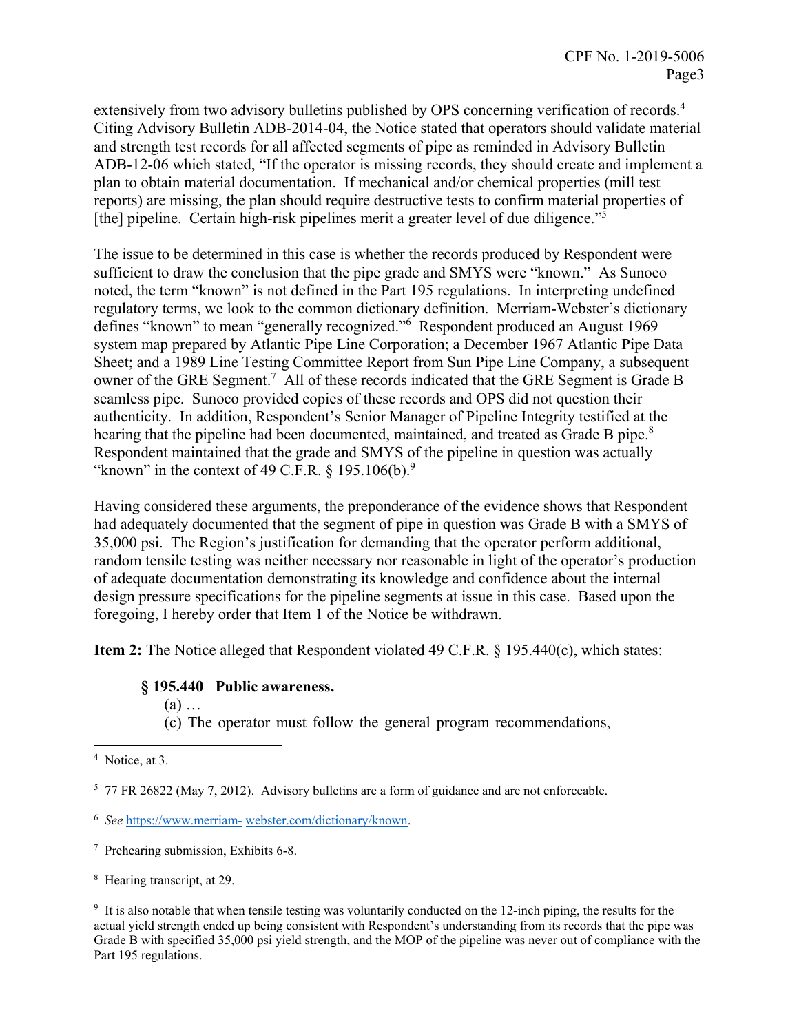extensively from two advisory bulletins published by OPS concerning verification of records.[4] Citing Advisory Bulletin ADB-2014-04, the Notice stated that operators should validate material and strength test records for all affected segments of pipe as reminded in Advisory Bulletin ADB-12-06 which stated, "If the operator is missing records, they should create and implement a plan to obtain material documentation. If mechanical and/or chemical properties (mill test reports) are missing, the plan should require destructive tests to confirm material properties of [the] pipeline. Certain high-risk pipelines merit a greater level of due diligence."[5]

The issue to be determined in this case is whether the records produced by Respondent were sufficient to draw the conclusion that the pipe grade and SMYS were "known." As Sunoco noted, the term "known" is not defined in the Part 195 regulations. In interpreting undefined regulatory terms, we look to the common dictionary definition. Merriam-Webster's dictionary defines "known" to mean "generally recognized."[6] Respondent produced an August 1969 system map prepared by Atlantic Pipe Line Corporation; a December 1967 Atlantic Pipe Data Sheet; and a 1989 Line Testing Committee Report from Sun Pipe Line Company, a subsequent owner of the GRE Segment.[7] All of these records indicated that the GRE Segment is Grade B seamless pipe. Sunoco provided copies of these records and OPS did not question their authenticity. In addition, Respondent's Senior Manager of Pipeline Integrity testified at the hearing that the pipeline had been documented, maintained, and treated as Grade B pipe.[8] Respondent maintained that the grade and SMYS of the pipeline in question was actually "known" in the context of 49 C.F.R. § 195.106(b).[9]

Having considered these arguments, the preponderance of the evidence shows that Respondent had adequately documented that the segment of pipe in question was Grade B with a SMYS of 35,000 psi. The Region's justification for demanding that the operator perform additional, random tensile testing was neither necessary nor reasonable in light of the operator's production of adequate documentation demonstrating its knowledge and confidence about the internal design pressure specifications for the pipeline segments at issue in this case. Based upon the foregoing, I hereby order that Item 1 of the Notice be withdrawn.

**Item 2:** The Notice alleged that Respondent violated 49 C.F.R. § 195.440(c), which states:

> **§ 195.440 Public awareness.**
>
> (a) …
>
> (c) The operator must follow the general program recommendations,

---

[4] Notice, at 3.

[5] 77 FR 26822 (May 7, 2012). Advisory bulletins are a form of guidance and are not enforceable.

[6] *See* https://www.merriam-webster.com/dictionary/known.

[7] Prehearing submission, Exhibits 6-8.

[8] Hearing transcript, at 29.

[9] It is also notable that when tensile testing was voluntarily conducted on the 12-inch piping, the results for the actual yield strength ended up being consistent with Respondent's understanding from its records that the pipe was Grade B with specified 35,000 psi yield strength, and the MOP of the pipeline was never out of compliance with the Part 195 regulations.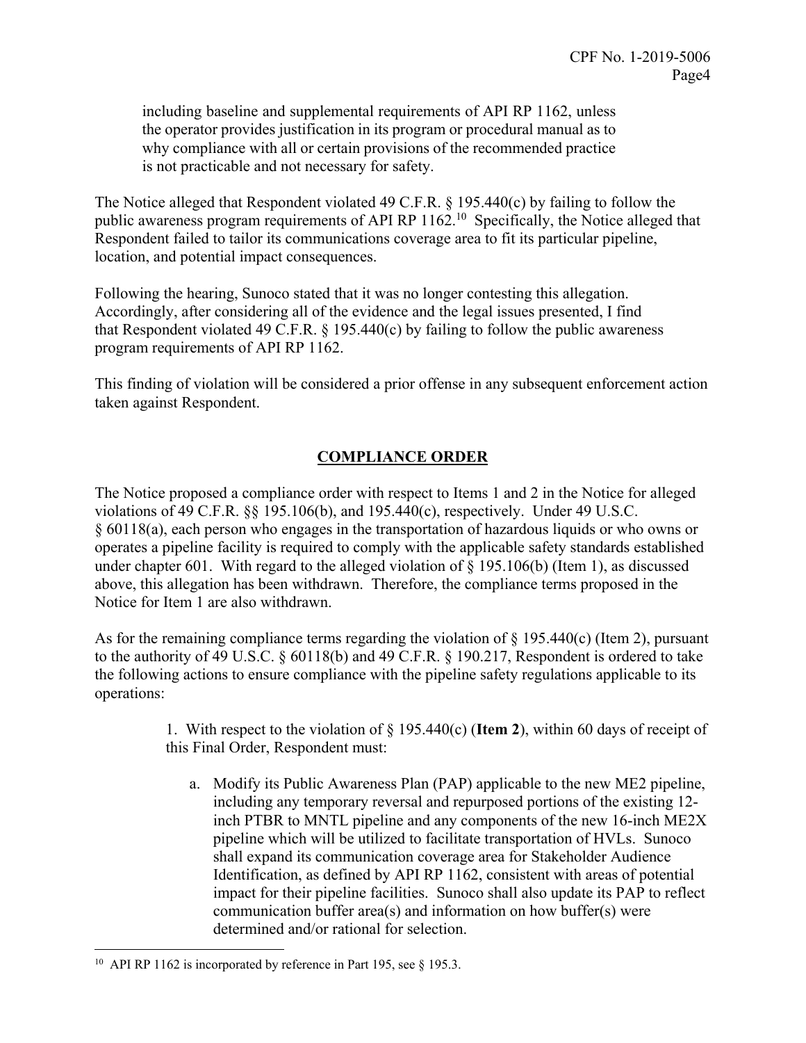including baseline and supplemental requirements of API RP 1162, unless the operator provides justification in its program or procedural manual as to why compliance with all or certain provisions of the recommended practice is not practicable and not necessary for safety.

The Notice alleged that Respondent violated 49 C.F.R. § 195.440(c) by failing to follow the public awareness program requirements of API RP 1162.[10] Specifically, the Notice alleged that Respondent failed to tailor its communications coverage area to fit its particular pipeline, location, and potential impact consequences.

Following the hearing, Sunoco stated that it was no longer contesting this allegation. Accordingly, after considering all of the evidence and the legal issues presented, I find that Respondent violated 49 C.F.R. § 195.440(c) by failing to follow the public awareness program requirements of API RP 1162.

This finding of violation will be considered a prior offense in any subsequent enforcement action taken against Respondent.

## COMPLIANCE ORDER

The Notice proposed a compliance order with respect to Items 1 and 2 in the Notice for alleged violations of 49 C.F.R. §§ 195.106(b), and 195.440(c), respectively. Under 49 U.S.C. § 60118(a), each person who engages in the transportation of hazardous liquids or who owns or operates a pipeline facility is required to comply with the applicable safety standards established under chapter 601. With regard to the alleged violation of § 195.106(b) (Item 1), as discussed above, this allegation has been withdrawn. Therefore, the compliance terms proposed in the Notice for Item 1 are also withdrawn.

As for the remaining compliance terms regarding the violation of § 195.440(c) (Item 2), pursuant to the authority of 49 U.S.C. § 60118(b) and 49 C.F.R. § 190.217, Respondent is ordered to take the following actions to ensure compliance with the pipeline safety regulations applicable to its operations:

1. With respect to the violation of § 195.440(c) (**Item 2**), within 60 days of receipt of this Final Order, Respondent must:

   a. Modify its Public Awareness Plan (PAP) applicable to the new ME2 pipeline, including any temporary reversal and repurposed portions of the existing 12-inch PTBR to MNTL pipeline and any components of the new 16-inch ME2X pipeline which will be utilized to facilitate transportation of HVLs. Sunoco shall expand its communication coverage area for Stakeholder Audience Identification, as defined by API RP 1162, consistent with areas of potential impact for their pipeline facilities. Sunoco shall also update its PAP to reflect communication buffer area(s) and information on how buffer(s) were determined and/or rational for selection.

---

[10] API RP 1162 is incorporated by reference in Part 195, see § 195.3.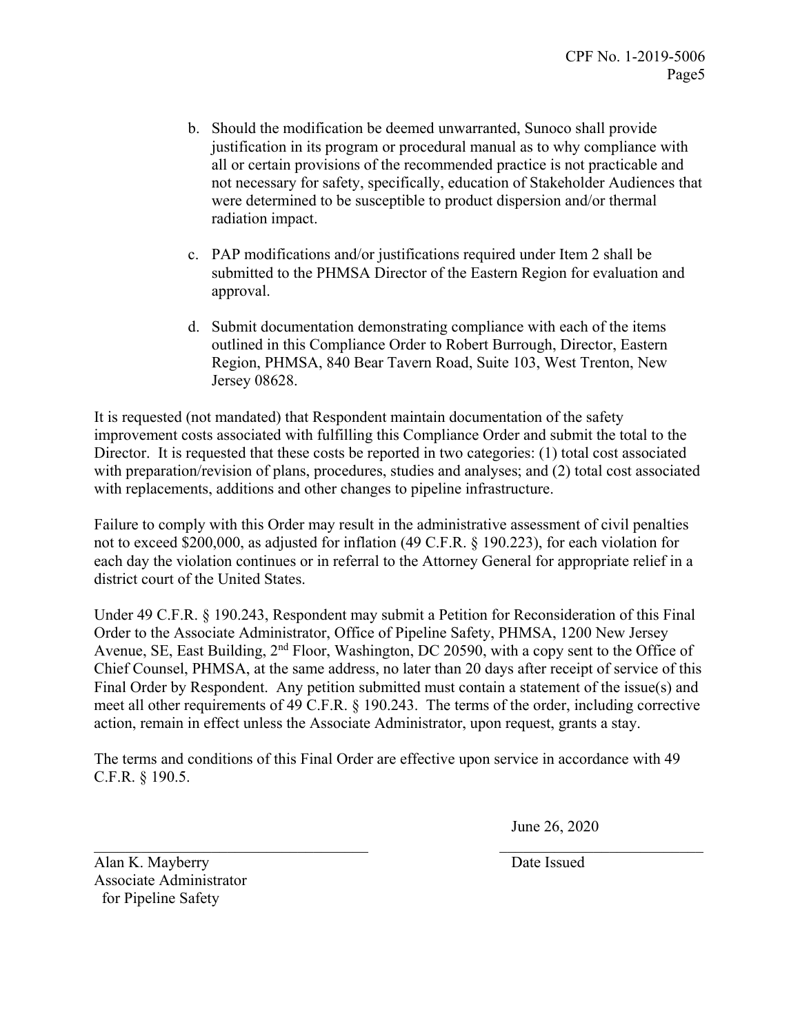b. Should the modification be deemed unwarranted, Sunoco shall provide justification in its program or procedural manual as to why compliance with all or certain provisions of the recommended practice is not practicable and not necessary for safety, specifically, education of Stakeholder Audiences that were determined to be susceptible to product dispersion and/or thermal radiation impact.

c. PAP modifications and/or justifications required under Item 2 shall be submitted to the PHMSA Director of the Eastern Region for evaluation and approval.

d. Submit documentation demonstrating compliance with each of the items outlined in this Compliance Order to Robert Burrough, Director, Eastern Region, PHMSA, 840 Bear Tavern Road, Suite 103, West Trenton, New Jersey 08628.

It is requested (not mandated) that Respondent maintain documentation of the safety improvement costs associated with fulfilling this Compliance Order and submit the total to the Director. It is requested that these costs be reported in two categories: (1) total cost associated with preparation/revision of plans, procedures, studies and analyses; and (2) total cost associated with replacements, additions and other changes to pipeline infrastructure.

Failure to comply with this Order may result in the administrative assessment of civil penalties not to exceed $200,000, as adjusted for inflation (49 C.F.R. § 190.223), for each violation for each day the violation continues or in referral to the Attorney General for appropriate relief in a district court of the United States.

Under 49 C.F.R. § 190.243, Respondent may submit a Petition for Reconsideration of this Final Order to the Associate Administrator, Office of Pipeline Safety, PHMSA, 1200 New Jersey Avenue, SE, East Building, 2nd Floor, Washington, DC 20590, with a copy sent to the Office of Chief Counsel, PHMSA, at the same address, no later than 20 days after receipt of service of this Final Order by Respondent. Any petition submitted must contain a statement of the issue(s) and meet all other requirements of 49 C.F.R. § 190.243. The terms of the order, including corrective action, remain in effect unless the Associate Administrator, upon request, grants a stay.

The terms and conditions of this Final Order are effective upon service in accordance with 49 C.F.R. § 190.5.

June 26, 2020

\_\_\_\_\_\_\_\_\_\_\_\_\_\_\_\_\_\_\_\_\_\_\_\_\_\_\_\_\_\_\_\_\_ \_\_\_\_\_\_\_\_\_\_\_\_\_\_\_\_\_\_\_\_\_\_\_\_\_

Alan K. Mayberry  
Associate Administrator  
for Pipeline Safety

Date Issued